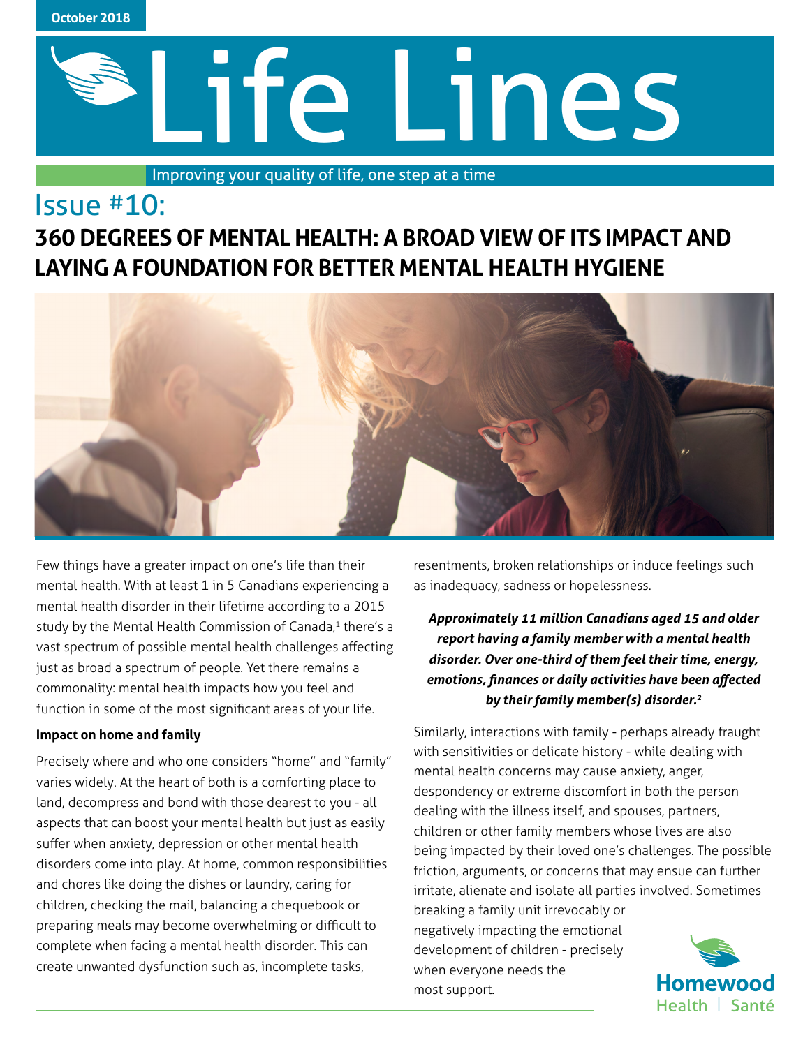October 2018

# Life Lines

Improving your quality of life, one step at a time

## Issue #10:

## 360 DEGREES OF MENTAL HEALTH: A BROAD VIEW OF ITS IMPACT AND LAYING A FOUNDATION FOR BETTER MENTAL HEALTH HYGIENE

Few things have a greater impact on one's life than their mental health. With at least 1 in 5 Canadians experiencing a mental health disorder in their lifetime according to a 2015 study by the Mental Health Commission of Canada,[1] there's a vast spectrum of possible mental health challenges affecting just as broad a spectrum of people. Yet there remains a commonality: mental health impacts how you feel and function in some of the most significant areas of your life.

**Impact on home and family**

Precisely where and who one considers "home" and "family" varies widely. At the heart of both is a comforting place to land, decompress and bond with those dearest to you - all aspects that can boost your mental health but just as easily suffer when anxiety, depression or other mental health disorders come into play. At home, common responsibilities and chores like doing the dishes or laundry, caring for children, checking the mail, balancing a chequebook or preparing meals may become overwhelming or difficult to complete when facing a mental health disorder. This can create unwanted dysfunction such as, incomplete tasks, resentments, broken relationships or induce feelings such as inadequacy, sadness or hopelessness.

***Approximately 11 million Canadians aged 15 and older report having a family member with a mental health disorder. Over one-third of them feel their time, energy, emotions, finances or daily activities have been affected by their family member(s) disorder.[2]***

Similarly, interactions with family - perhaps already fraught with sensitivities or delicate history - while dealing with mental health concerns may cause anxiety, anger, despondency or extreme discomfort in both the person dealing with the illness itself, and spouses, partners, children or other family members whose lives are also being impacted by their loved one's challenges. The possible friction, arguments, or concerns that may ensue can further irritate, alienate and isolate all parties involved. Sometimes breaking a family unit irrevocably or negatively impacting the emotional development of children - precisely when everyone needs the most support.

Homewood Health | Santé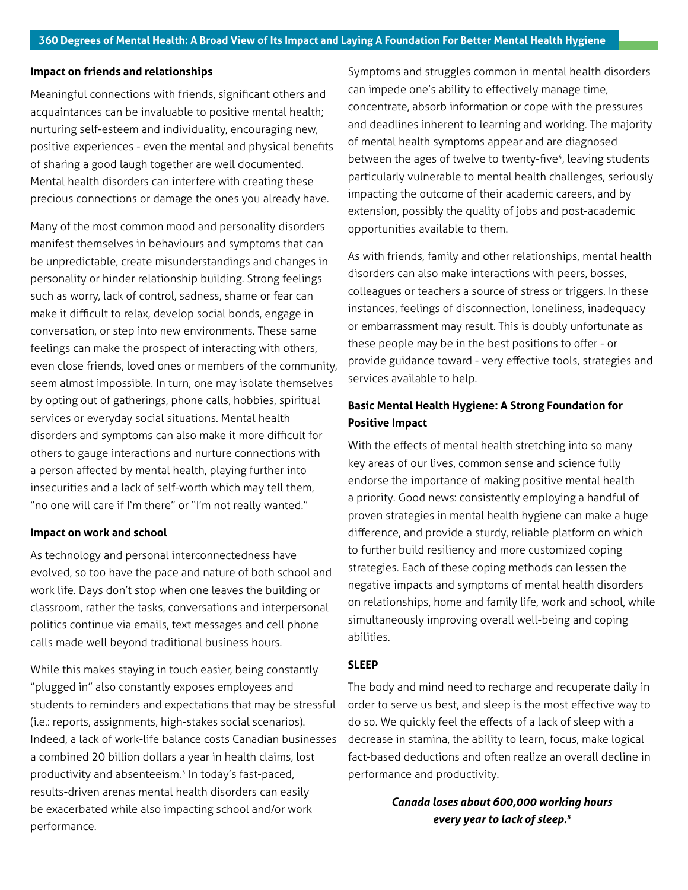### Impact on friends and relationships

Meaningful connections with friends, significant others and acquaintances can be invaluable to positive mental health; nurturing self-esteem and individuality, encouraging new, positive experiences - even the mental and physical benefits of sharing a good laugh together are well documented. Mental health disorders can interfere with creating these precious connections or damage the ones you already have.

Many of the most common mood and personality disorders manifest themselves in behaviours and symptoms that can be unpredictable, create misunderstandings and changes in personality or hinder relationship building. Strong feelings such as worry, lack of control, sadness, shame or fear can make it difficult to relax, develop social bonds, engage in conversation, or step into new environments. These same feelings can make the prospect of interacting with others, even close friends, loved ones or members of the community, seem almost impossible. In turn, one may isolate themselves by opting out of gatherings, phone calls, hobbies, spiritual services or everyday social situations. Mental health disorders and symptoms can also make it more difficult for others to gauge interactions and nurture connections with a person affected by mental health, playing further into insecurities and a lack of self-worth which may tell them, "no one will care if I'm there" or "I'm not really wanted."

### Impact on work and school

As technology and personal interconnectedness have evolved, so too have the pace and nature of both school and work life. Days don't stop when one leaves the building or classroom, rather the tasks, conversations and interpersonal politics continue via emails, text messages and cell phone calls made well beyond traditional business hours.

While this makes staying in touch easier, being constantly "plugged in" also constantly exposes employees and students to reminders and expectations that may be stressful (i.e.: reports, assignments, high-stakes social scenarios). Indeed, a lack of work-life balance costs Canadian businesses a combined 20 billion dollars a year in health claims, lost productivity and absenteeism.[3] In today's fast-paced, results-driven arenas mental health disorders can easily be exacerbated while also impacting school and/or work performance.

Symptoms and struggles common in mental health disorders can impede one's ability to effectively manage time, concentrate, absorb information or cope with the pressures and deadlines inherent to learning and working. The majority of mental health symptoms appear and are diagnosed between the ages of twelve to twenty-five[4], leaving students particularly vulnerable to mental health challenges, seriously impacting the outcome of their academic careers, and by extension, possibly the quality of jobs and post-academic opportunities available to them.

As with friends, family and other relationships, mental health disorders can also make interactions with peers, bosses, colleagues or teachers a source of stress or triggers. In these instances, feelings of disconnection, loneliness, inadequacy or embarrassment may result. This is doubly unfortunate as these people may be in the best positions to offer - or provide guidance toward - very effective tools, strategies and services available to help.

### Basic Mental Health Hygiene: A Strong Foundation for Positive Impact

With the effects of mental health stretching into so many key areas of our lives, common sense and science fully endorse the importance of making positive mental health a priority. Good news: consistently employing a handful of proven strategies in mental health hygiene can make a huge difference, and provide a sturdy, reliable platform on which to further build resiliency and more customized coping strategies. Each of these coping methods can lessen the negative impacts and symptoms of mental health disorders on relationships, home and family life, work and school, while simultaneously improving overall well-being and coping abilities.

### SLEEP

The body and mind need to recharge and recuperate daily in order to serve us best, and sleep is the most effective way to do so. We quickly feel the effects of a lack of sleep with a decrease in stamina, the ability to learn, focus, make logical fact-based deductions and often realize an overall decline in performance and productivity.

***Canada loses about 600,000 working hours every year to lack of sleep.[5]***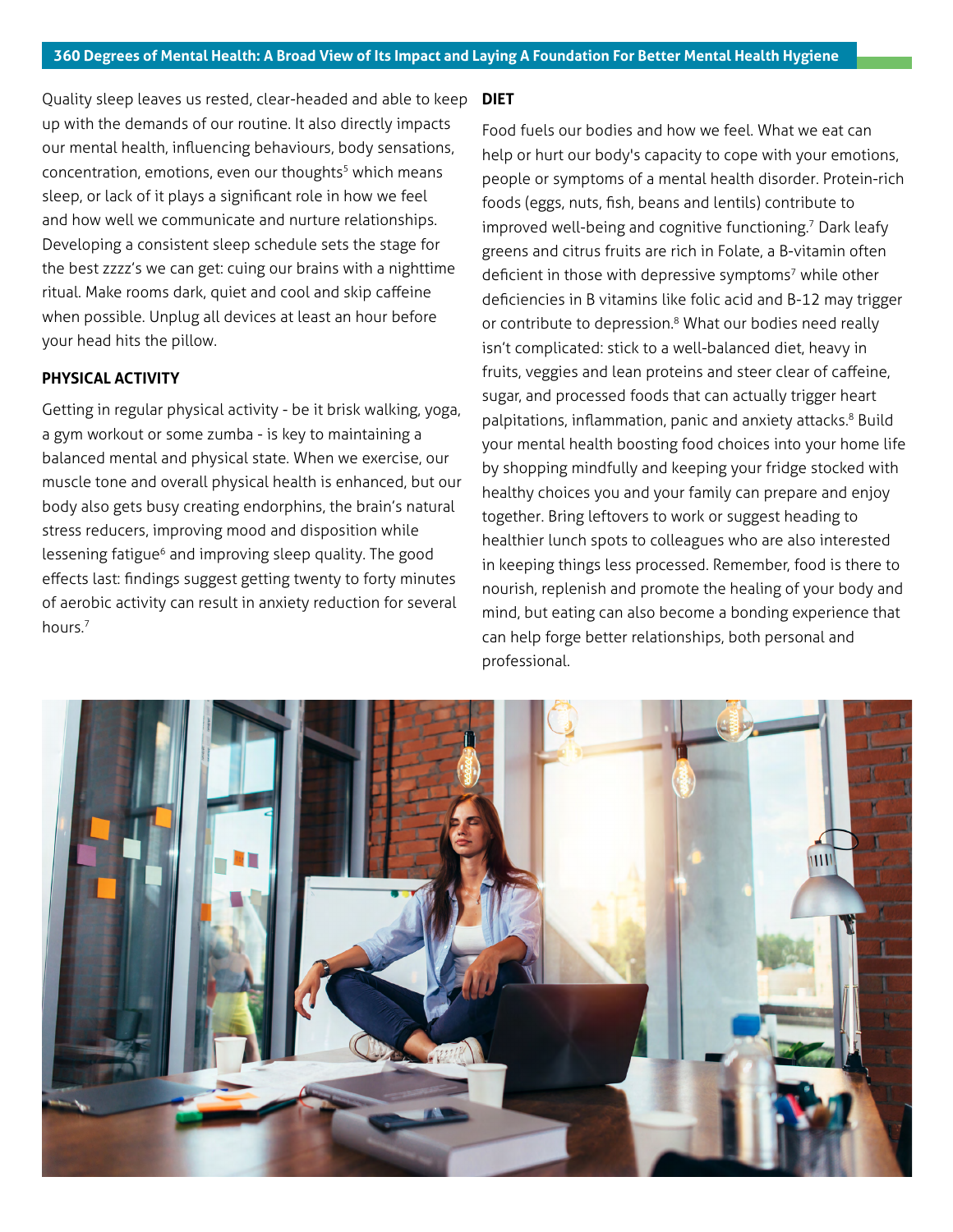Quality sleep leaves us rested, clear-headed and able to keep up with the demands of our routine. It also directly impacts our mental health, influencing behaviours, body sensations, concentration, emotions, even our thoughts[5] which means sleep, or lack of it plays a significant role in how we feel and how well we communicate and nurture relationships. Developing a consistent sleep schedule sets the stage for the best zzzz's we can get: cuing our brains with a nighttime ritual. Make rooms dark, quiet and cool and skip caffeine when possible. Unplug all devices at least an hour before your head hits the pillow.

## PHYSICAL ACTIVITY

Getting in regular physical activity - be it brisk walking, yoga, a gym workout or some zumba - is key to maintaining a balanced mental and physical state. When we exercise, our muscle tone and overall physical health is enhanced, but our body also gets busy creating endorphins, the brain's natural stress reducers, improving mood and disposition while lessening fatigue[6] and improving sleep quality. The good effects last: findings suggest getting twenty to forty minutes of aerobic activity can result in anxiety reduction for several hours.[7]

## DIET

Food fuels our bodies and how we feel. What we eat can help or hurt our body's capacity to cope with your emotions, people or symptoms of a mental health disorder. Protein-rich foods (eggs, nuts, fish, beans and lentils) contribute to improved well-being and cognitive functioning.[7] Dark leafy greens and citrus fruits are rich in Folate, a B-vitamin often deficient in those with depressive symptoms[7] while other deficiencies in B vitamins like folic acid and B-12 may trigger or contribute to depression.[8] What our bodies need really isn't complicated: stick to a well-balanced diet, heavy in fruits, veggies and lean proteins and steer clear of caffeine, sugar, and processed foods that can actually trigger heart palpitations, inflammation, panic and anxiety attacks.[8] Build your mental health boosting food choices into your home life by shopping mindfully and keeping your fridge stocked with healthy choices you and your family can prepare and enjoy together. Bring leftovers to work or suggest heading to healthier lunch spots to colleagues who are also interested in keeping things less processed. Remember, food is there to nourish, replenish and promote the healing of your body and mind, but eating can also become a bonding experience that can help forge better relationships, both personal and professional.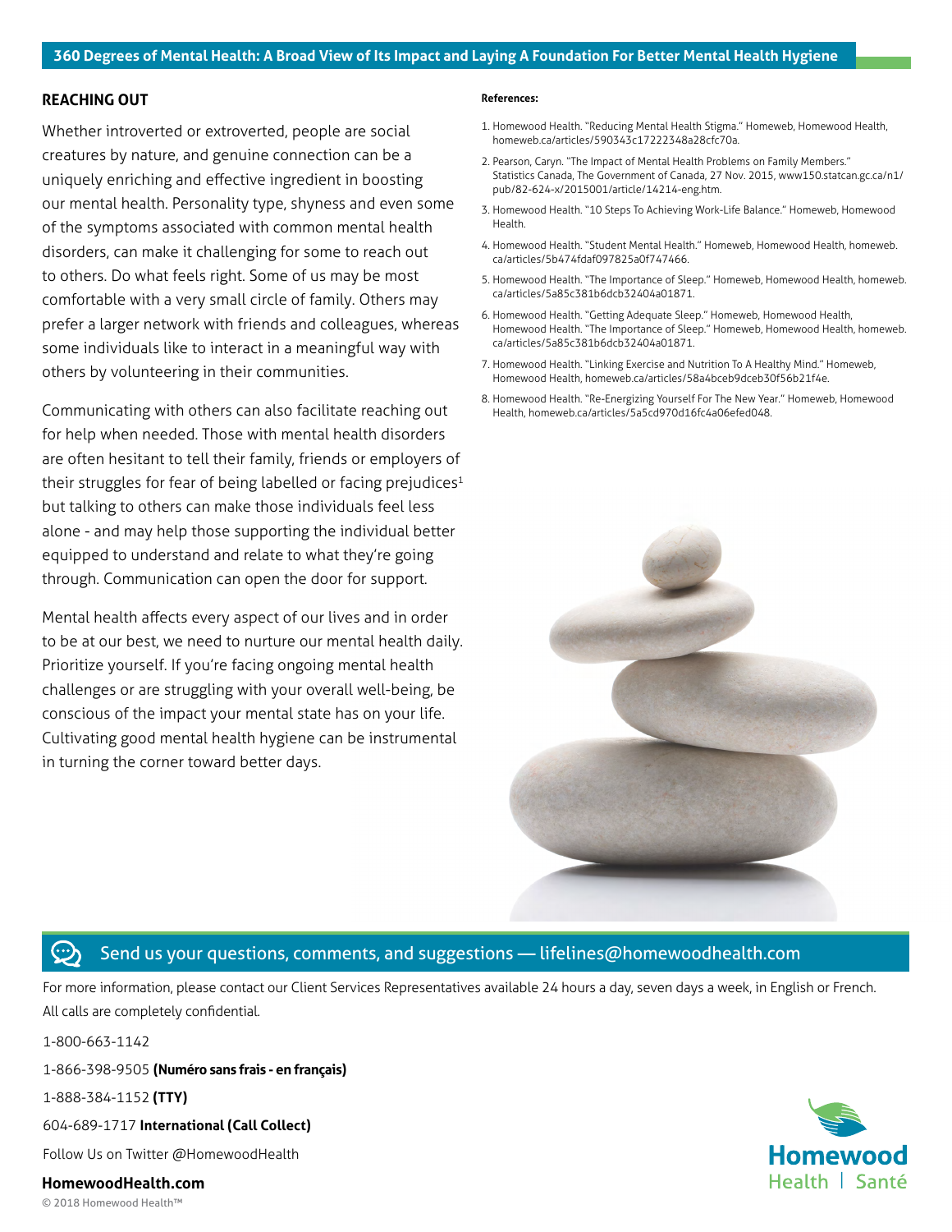## REACHING OUT

Whether introverted or extroverted, people are social creatures by nature, and genuine connection can be a uniquely enriching and effective ingredient in boosting our mental health. Personality type, shyness and even some of the symptoms associated with common mental health disorders, can make it challenging for some to reach out to others. Do what feels right. Some of us may be most comfortable with a very small circle of family. Others may prefer a larger network with friends and colleagues, whereas some individuals like to interact in a meaningful way with others by volunteering in their communities.

Communicating with others can also facilitate reaching out for help when needed. Those with mental health disorders are often hesitant to tell their family, friends or employers of their struggles for fear of being labelled or facing prejudices[1] but talking to others can make those individuals feel less alone - and may help those supporting the individual better equipped to understand and relate to what they're going through. Communication can open the door for support.

Mental health affects every aspect of our lives and in order to be at our best, we need to nurture our mental health daily. Prioritize yourself. If you're facing ongoing mental health challenges or are struggling with your overall well-being, be conscious of the impact your mental state has on your life. Cultivating good mental health hygiene can be instrumental in turning the corner toward better days.

**References:**

1. Homewood Health. "Reducing Mental Health Stigma." Homeweb, Homewood Health, homeweb.ca/articles/590343c17222348a28cfc70a.
2. Pearson, Caryn. "The Impact of Mental Health Problems on Family Members." Statistics Canada, The Government of Canada, 27 Nov. 2015, www150.statcan.gc.ca/n1/pub/82-624-x/2015001/article/14214-eng.htm.
3. Homewood Health. "10 Steps To Achieving Work-Life Balance." Homeweb, Homewood Health.
4. Homewood Health. "Student Mental Health." Homeweb, Homewood Health, homeweb.ca/articles/5b474fdaf097825a0f747466.
5. Homewood Health. "The Importance of Sleep." Homeweb, Homewood Health, homeweb.ca/articles/5a85c381b6dcb32404a01871.
6. Homewood Health. "Getting Adequate Sleep." Homeweb, Homewood Health, Homewood Health. "The Importance of Sleep." Homeweb, Homewood Health, homeweb.ca/articles/5a85c381b6dcb32404a01871.
7. Homewood Health. "Linking Exercise and Nutrition To A Healthy Mind." Homeweb, Homewood Health, homeweb.ca/articles/58a4bceb9dceb30f56b21f4e.
8. Homewood Health. "Re-Energizing Yourself For The New Year." Homeweb, Homewood Health, homeweb.ca/articles/5a5cd970d16fc4a06efed048.

Send us your questions, comments, and suggestions — lifelines@homewoodhealth.com

For more information, please contact our Client Services Representatives available 24 hours a day, seven days a week, in English or French. All calls are completely confidential.

1-800-663-1142

1-866-398-9505 **(Numéro sans frais - en français)**

1-888-384-1152 **(TTY)**

604-689-1717 **International (Call Collect)**

Follow Us on Twitter @HomewoodHealth

**HomewoodHealth.com**

© 2018 Homewood Health™

Homewood Health | Santé